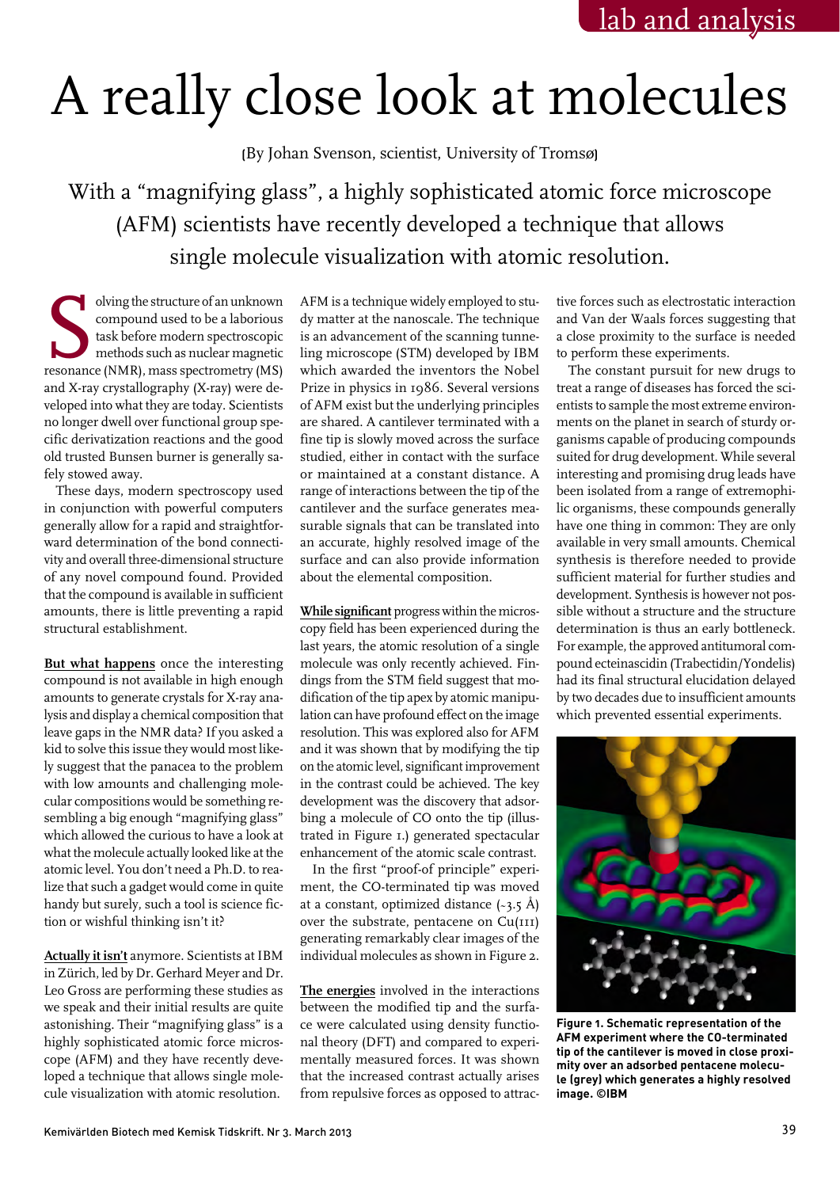# A really close look at molecules

(By Johan Svenson, scientist, University of Tromsø)

With a "magnifying glass", a highly sophisticated atomic force microscope (AFM) scientists have recently developed a technique that allows single molecule visualization with atomic resolution.

Solving the structure of an unknown compound used to be a laborious task before modern spectroscopic methods such as nuclear magnetic resonance (NMR), mass spectrometry (MS) and X-ray crystallography (X-ray) were developed into what they are today. Scientists no longer dwell over functional group specific derivatization reactions and the good old trusted Bunsen burner is generally safely stowed away.

These days, modern spectroscopy used in conjunction with powerful computers generally allow for a rapid and straightforward determination of the bond connectivity and overall three-dimensional structure of any novel compound found. Provided that the compound is available in sufficient amounts, there is little preventing a rapid structural establishment.

**But what happens** once the interesting compound is not available in high enough amounts to generate crystals for X-ray analysis and display a chemical composition that leave gaps in the NMR data? If you asked a kid to solve this issue they would most likely suggest that the panacea to the problem with low amounts and challenging molecular compositions would be something resembling a big enough "magnifying glass" which allowed the curious to have a look at what the molecule actually looked like at the atomic level. You don't need a Ph.D. to realize that such a gadget would come in quite handy but surely, such a tool is science fiction or wishful thinking isn't it?

**Actually it isn't** anymore. Scientists at IBM in Zürich, led by Dr. Gerhard Meyer and Dr. Leo Gross are performing these studies as we speak and their initial results are quite astonishing. Their "magnifying glass" is a highly sophisticated atomic force microscope (AFM) and they have recently developed a technique that allows single molecule visualization with atomic resolution.

AFM is a technique widely employed to study matter at the nanoscale. The technique is an advancement of the scanning tunneling microscope (STM) developed by IBM which awarded the inventors the Nobel Prize in physics in 1986. Several versions of AFM exist but the underlying principles are shared. A cantilever terminated with a fine tip is slowly moved across the surface studied, either in contact with the surface or maintained at a constant distance. A range of interactions between the tip of the cantilever and the surface generates measurable signals that can be translated into an accurate, highly resolved image of the surface and can also provide information about the elemental composition.

**While significant** progress within the microscopy field has been experienced during the last years, the atomic resolution of a single molecule was only recently achieved. Findings from the STM field suggest that modification of the tip apex by atomic manipulation can have profound effect on the image resolution. This was explored also for AFM and it was shown that by modifying the tip on the atomic level, significant improvement in the contrast could be achieved. The key development was the discovery that adsorbing a molecule of CO onto the tip (illustrated in Figure 1.) generated spectacular enhancement of the atomic scale contrast.

In the first "proof-of principle" experiment, the CO-terminated tip was moved at a constant, optimized distance (~3.5 Å) over the substrate, pentacene on Cu(111) generating remarkably clear images of the individual molecules as shown in Figure 2.

**The energies** involved in the interactions between the modified tip and the surface were calculated using density functional theory (DFT) and compared to experimentally measured forces. It was shown that the increased contrast actually arises from repulsive forces as opposed to attractive forces such as electrostatic interaction and Van der Waals forces suggesting that a close proximity to the surface is needed to perform these experiments.

The constant pursuit for new drugs to treat a range of diseases has forced the scientists to sample the most extreme environments on the planet in search of sturdy organisms capable of producing compounds suited for drug development. While several interesting and promising drug leads have been isolated from a range of extremophilic organisms, these compounds generally have one thing in common: They are only available in very small amounts. Chemical synthesis is therefore needed to provide sufficient material for further studies and development. Synthesis is however not possible without a structure and the structure determination is thus an early bottleneck. For example, the approved antitumoral compound ecteinascidin (Trabectidin/Yondelis) had its final structural elucidation delayed by two decades due to insufficient amounts which prevented essential experiments.

**Figure 1. Schematic representation of the AFM experiment where the CO-terminated tip of the cantilever is moved in close proximity over an adsorbed pentacene molecule (grey) which generates a highly resolved image. ©IBM**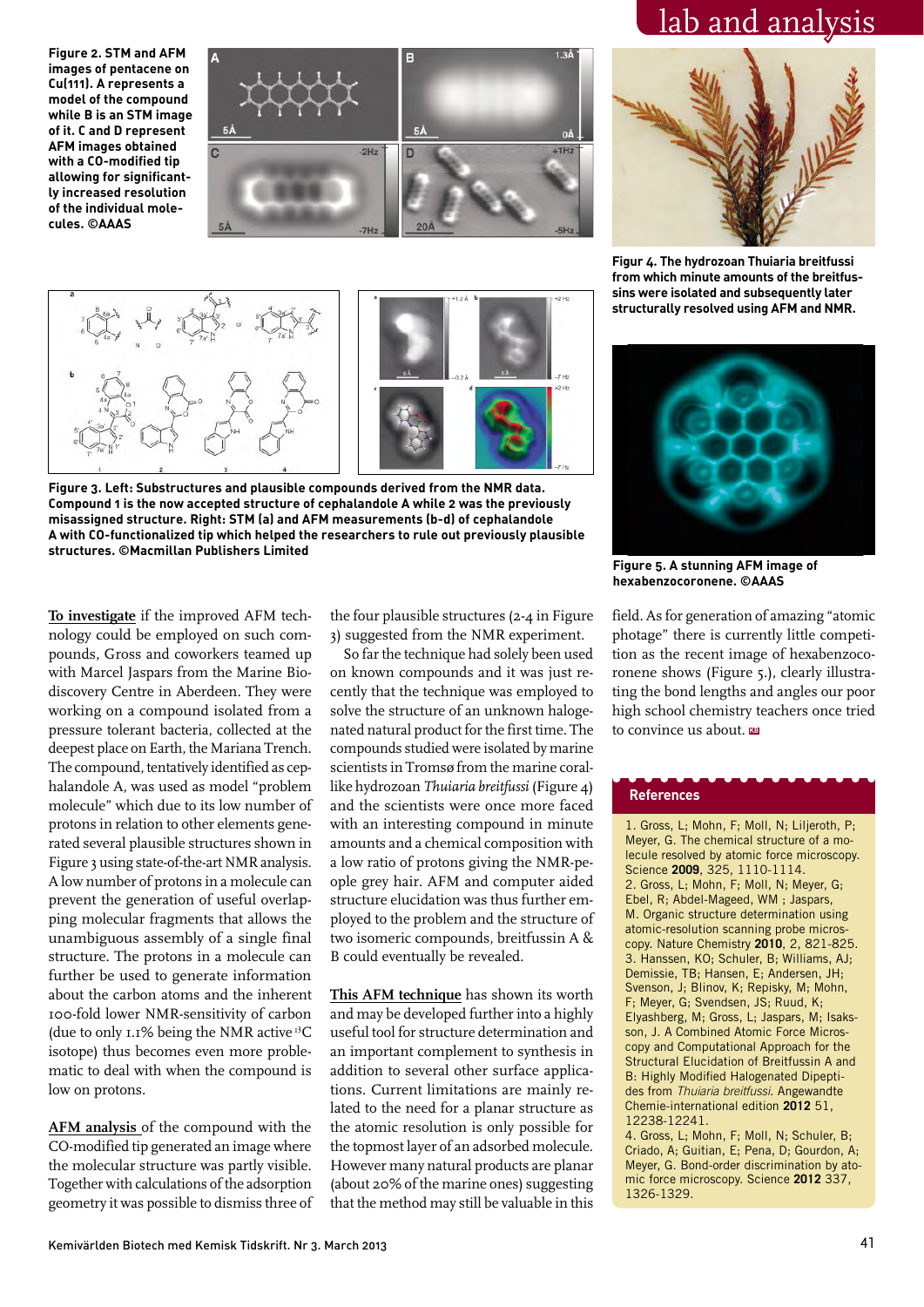Figure 2. STM and AFM images of pentacene on Cu(111). A represents a model of the compound while B is an STM image of it. C and D represent AFM images obtained with a CO-modified tip allowing for significantly increased resolution of the individual molecules. ©AAAS

Figur 4. The hydrozoan Thuiaria breitfussi from which minute amounts of the breitfussins were isolated and subsequently later structurally resolved using AFM and NMR.

Figure 3. Left: Substructures and plausible compounds derived from the NMR data. Compound 1 is the now accepted structure of cephalandole A while 2 was the previously misassigned structure. Right: STM (a) and AFM measurements (b-d) of cephalandole A with CO-functionalized tip which helped the researchers to rule out previously plausible structures. ©Macmillan Publishers Limited

Figure 5. A stunning AFM image of hexabenzocoronene. ©AAAS

**To investigate** if the improved AFM technology could be employed on such compounds, Gross and coworkers teamed up with Marcel Jaspars from the Marine Biodiscovery Centre in Aberdeen. They were working on a compound isolated from a pressure tolerant bacteria, collected at the deepest place on Earth, the Mariana Trench. The compound, tentatively identified as cephalandole A, was used as model "problem molecule" which due to its low number of protons in relation to other elements generated several plausible structures shown in Figure 3 using state-of-the-art NMR analysis. A low number of protons in a molecule can prevent the generation of useful overlapping molecular fragments that allows the unambiguous assembly of a single final structure. The protons in a molecule can further be used to generate information about the carbon atoms and the inherent 100-fold lower NMR-sensitivity of carbon (due to only 1.1% being the NMR active $^{13}C$ isotope) thus becomes even more problematic to deal with when the compound is low on protons.

**AFM analysis** of the compound with the CO-modified tip generated an image where the molecular structure was partly visible. Together with calculations of the adsorption geometry it was possible to dismiss three of the four plausible structures (2-4 in Figure 3) suggested from the NMR experiment.

So far the technique had solely been used on known compounds and it was just recently that the technique was employed to solve the structure of an unknown halogenated natural product for the first time. The compounds studied were isolated by marine scientists in Tromsø from the marine coral-like hydrozoan *Thuiaria breitfussi* (Figure 4) and the scientists were once more faced with an interesting compound in minute amounts and a chemical composition with a low ratio of protons giving the NMR-people grey hair. AFM and computer aided structure elucidation was thus further employed to the problem and the structure of two isomeric compounds, breitfussin A & B could eventually be revealed.

**This AFM technique** has shown its worth and may be developed further into a highly useful tool for structure determination and an important complement to synthesis in addition to several other surface applications. Current limitations are mainly related to the need for a planar structure as the atomic resolution is only possible for the topmost layer of an adsorbed molecule. However many natural products are planar (about 20% of the marine ones) suggesting that the method may still be valuable in this field. As for generation of amazing "atomic photage" there is currently little competition as the recent image of hexabenzocoronene shows (Figure 5.), clearly illustrating the bond lengths and angles our poor high school chemistry teachers once tried to convince us about.

## References

1. Gross, L; Mohn, F; Moll, N; Liljeroth, P; Meyer, G. The chemical structure of a molecule resolved by atomic force microscopy. Science **2009**, 325, 1110-1114.
2. Gross, L; Mohn, F; Moll, N; Meyer, G; Ebel, R; Abdel-Mageed, WM ; Jaspars, M. Organic structure determination using atomic-resolution scanning probe microscopy. Nature Chemistry **2010**, 2, 821-825.
3. Hanssen, KO; Schuler, B; Williams, AJ; Demissie, TB; Hansen, E; Andersen, JH; Svenson, J; Blinov, K; Repisky, M; Mohn, F; Meyer, G; Svendsen, JS; Ruud, K; Elyashberg, M; Gross, L; Jaspars, M; Isaksson, J. A Combined Atomic Force Microscopy and Computational Approach for the Structural Elucidation of Breitfussin A and B: Highly Modified Halogenated Dipeptides from *Thuiaria breitfussi*. Angewandte Chemie-international edition **2012** 51, 12238-12241.
4. Gross, L; Mohn, F; Moll, N; Schuler, B; Criado, A; Guitian, E; Pena, D; Gourdon, A; Meyer, G. Bond-order discrimination by atomic force microscopy. Science **2012** 337, 1326-1329.